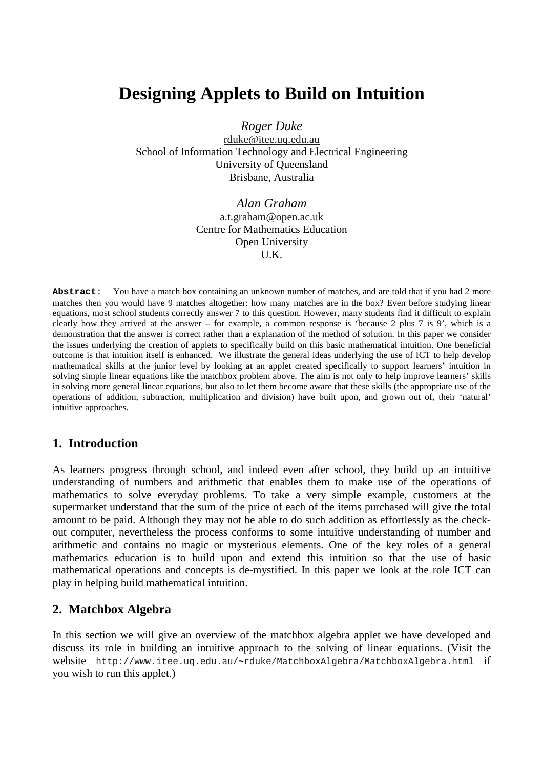# Designing Applets to Build on Intuition

*Roger Duke*
rduke@itee.uq.edu.au
School of Information Technology and Electrical Engineering
University of Queensland
Brisbane, Australia

*Alan Graham*
a.t.graham@open.ac.uk
Centre for Mathematics Education
Open University
U.K.

**Abstract:** You have a match box containing an unknown number of matches, and are told that if you had 2 more matches then you would have 9 matches altogether: how many matches are in the box? Even before studying linear equations, most school students correctly answer 7 to this question. However, many students find it difficult to explain clearly how they arrived at the answer – for example, a common response is 'because 2 plus 7 is 9', which is a demonstration that the answer is correct rather than a explanation of the method of solution. In this paper we consider the issues underlying the creation of applets to specifically build on this basic mathematical intuition. One beneficial outcome is that intuition itself is enhanced. We illustrate the general ideas underlying the use of ICT to help develop mathematical skills at the junior level by looking at an applet created specifically to support learners' intuition in solving simple linear equations like the matchbox problem above. The aim is not only to help improve learners' skills in solving more general linear equations, but also to let them become aware that these skills (the appropriate use of the operations of addition, subtraction, multiplication and division) have built upon, and grown out of, their 'natural' intuitive approaches.

## 1. Introduction

As learners progress through school, and indeed even after school, they build up an intuitive understanding of numbers and arithmetic that enables them to make use of the operations of mathematics to solve everyday problems. To take a very simple example, customers at the supermarket understand that the sum of the price of each of the items purchased will give the total amount to be paid. Although they may not be able to do such addition as effortlessly as the check-out computer, nevertheless the process conforms to some intuitive understanding of number and arithmetic and contains no magic or mysterious elements. One of the key roles of a general mathematics education is to build upon and extend this intuition so that the use of basic mathematical operations and concepts is de-mystified. In this paper we look at the role ICT can play in helping build mathematical intuition.

## 2. Matchbox Algebra

In this section we will give an overview of the matchbox algebra applet we have developed and discuss its role in building an intuitive approach to the solving of linear equations. (Visit the website `http://www.itee.uq.edu.au/~rduke/MatchboxAlgebra/MatchboxAlgebra.html` if you wish to run this applet.)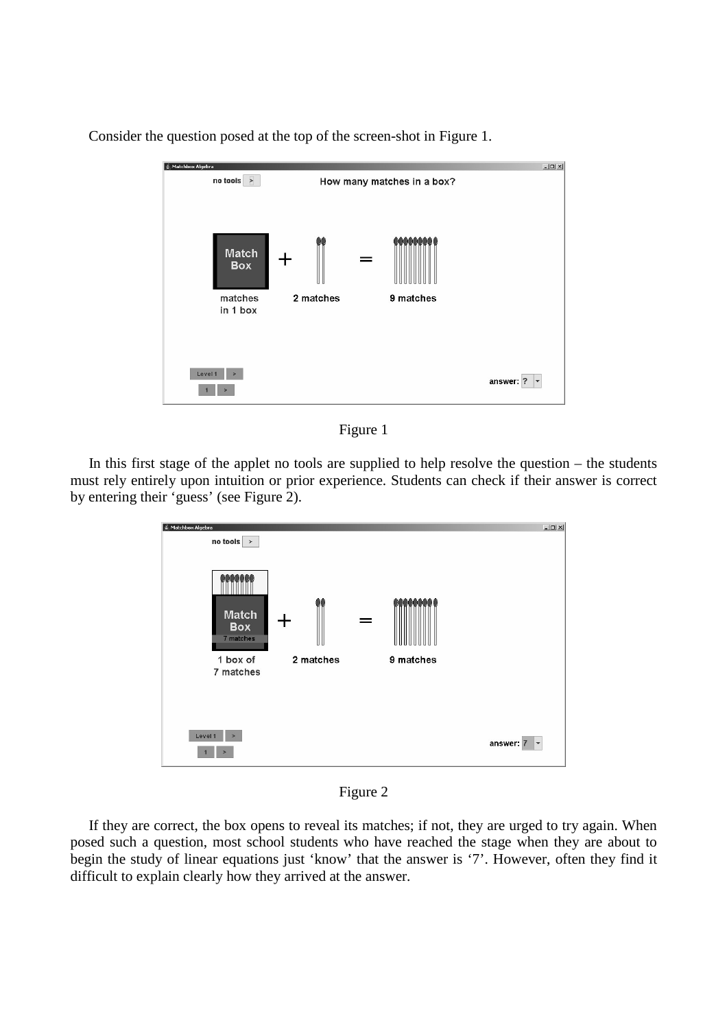Consider the question posed at the top of the screen-shot in Figure 1.

Figure 1

In this first stage of the applet no tools are supplied to help resolve the question – the students must rely entirely upon intuition or prior experience. Students can check if their answer is correct by entering their 'guess' (see Figure 2).

Figure 2

If they are correct, the box opens to reveal its matches; if not, they are urged to try again. When posed such a question, most school students who have reached the stage when they are about to begin the study of linear equations just 'know' that the answer is '7'. However, often they find it difficult to explain clearly how they arrived at the answer.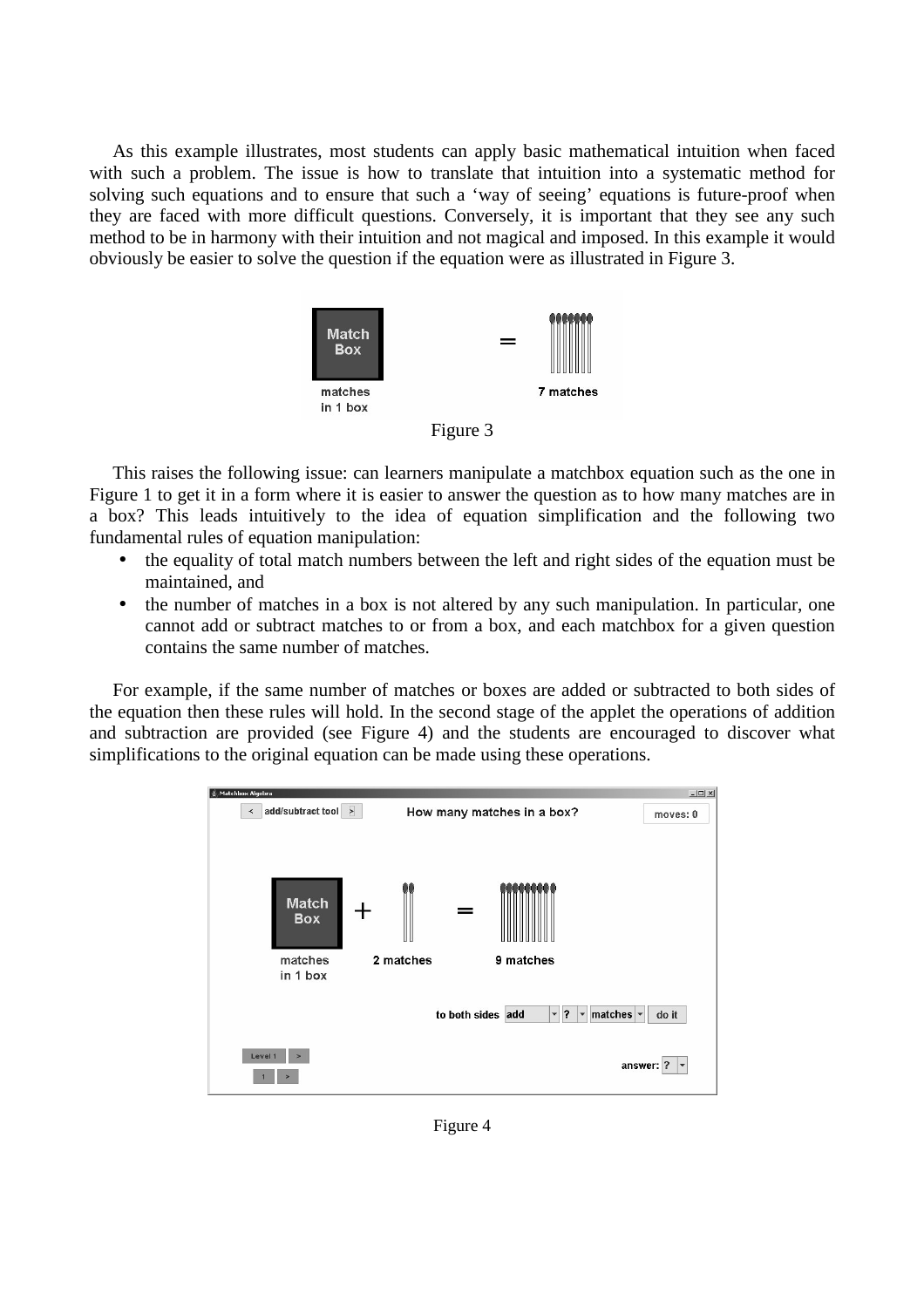As this example illustrates, most students can apply basic mathematical intuition when faced with such a problem. The issue is how to translate that intuition into a systematic method for solving such equations and to ensure that such a 'way of seeing' equations is future-proof when they are faced with more difficult questions. Conversely, it is important that they see any such method to be in harmony with their intuition and not magical and imposed. In this example it would obviously be easier to solve the question if the equation were as illustrated in Figure 3.

Figure 3

This raises the following issue: can learners manipulate a matchbox equation such as the one in Figure 1 to get it in a form where it is easier to answer the question as to how many matches are in a box? This leads intuitively to the idea of equation simplification and the following two fundamental rules of equation manipulation:

- the equality of total match numbers between the left and right sides of the equation must be maintained, and
- the number of matches in a box is not altered by any such manipulation. In particular, one cannot add or subtract matches to or from a box, and each matchbox for a given question contains the same number of matches.

For example, if the same number of matches or boxes are added or subtracted to both sides of the equation then these rules will hold. In the second stage of the applet the operations of addition and subtraction are provided (see Figure 4) and the students are encouraged to discover what simplifications to the original equation can be made using these operations.

Figure 4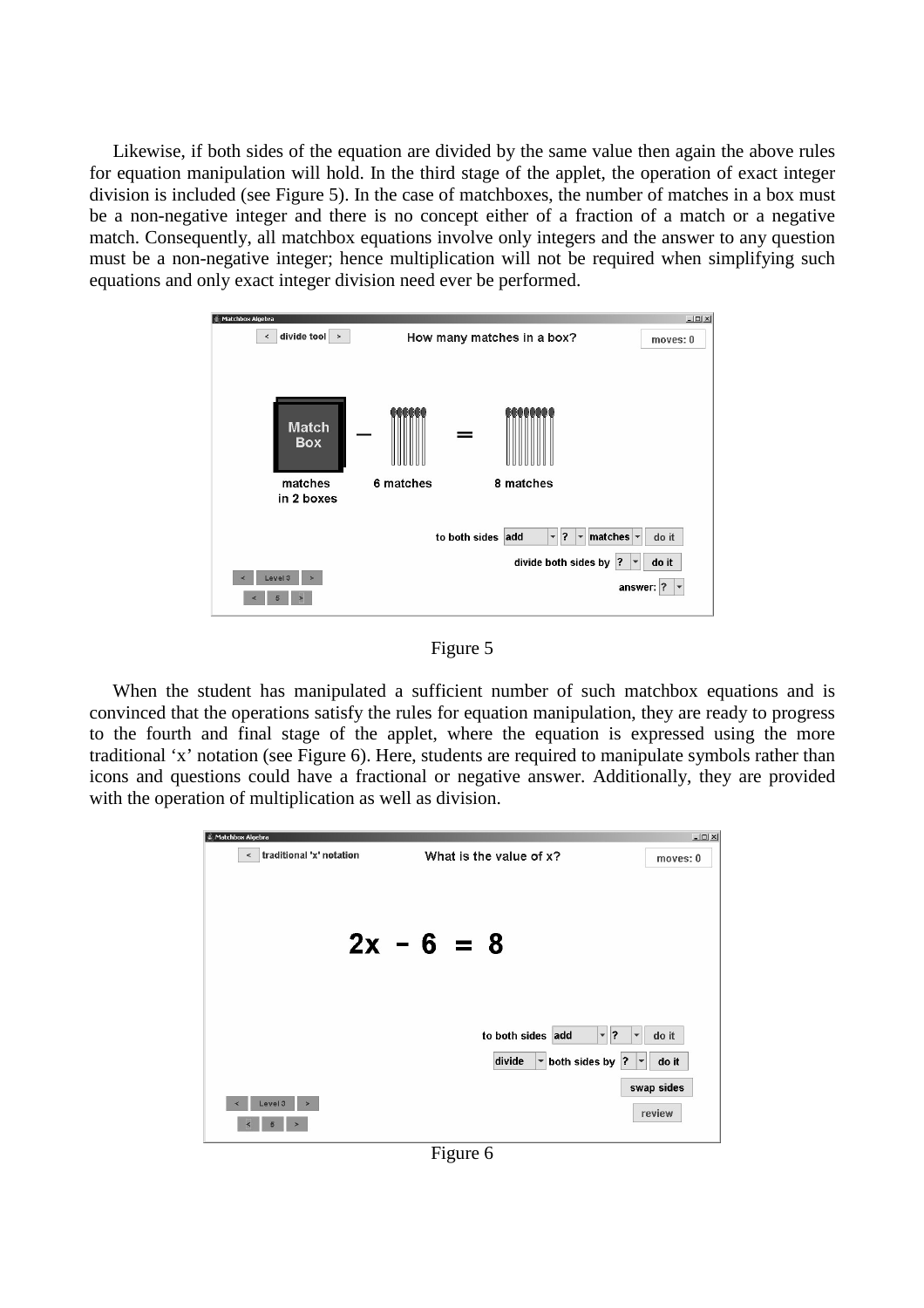Likewise, if both sides of the equation are divided by the same value then again the above rules for equation manipulation will hold. In the third stage of the applet, the operation of exact integer division is included (see Figure 5). In the case of matchboxes, the number of matches in a box must be a non-negative integer and there is no concept either of a fraction of a match or a negative match. Consequently, all matchbox equations involve only integers and the answer to any question must be a non-negative integer; hence multiplication will not be required when simplifying such equations and only exact integer division need ever be performed.

Figure 5

When the student has manipulated a sufficient number of such matchbox equations and is convinced that the operations satisfy the rules for equation manipulation, they are ready to progress to the fourth and final stage of the applet, where the equation is expressed using the more traditional 'x' notation (see Figure 6). Here, students are required to manipulate symbols rather than icons and questions could have a fractional or negative answer. Additionally, they are provided with the operation of multiplication as well as division.

Figure 6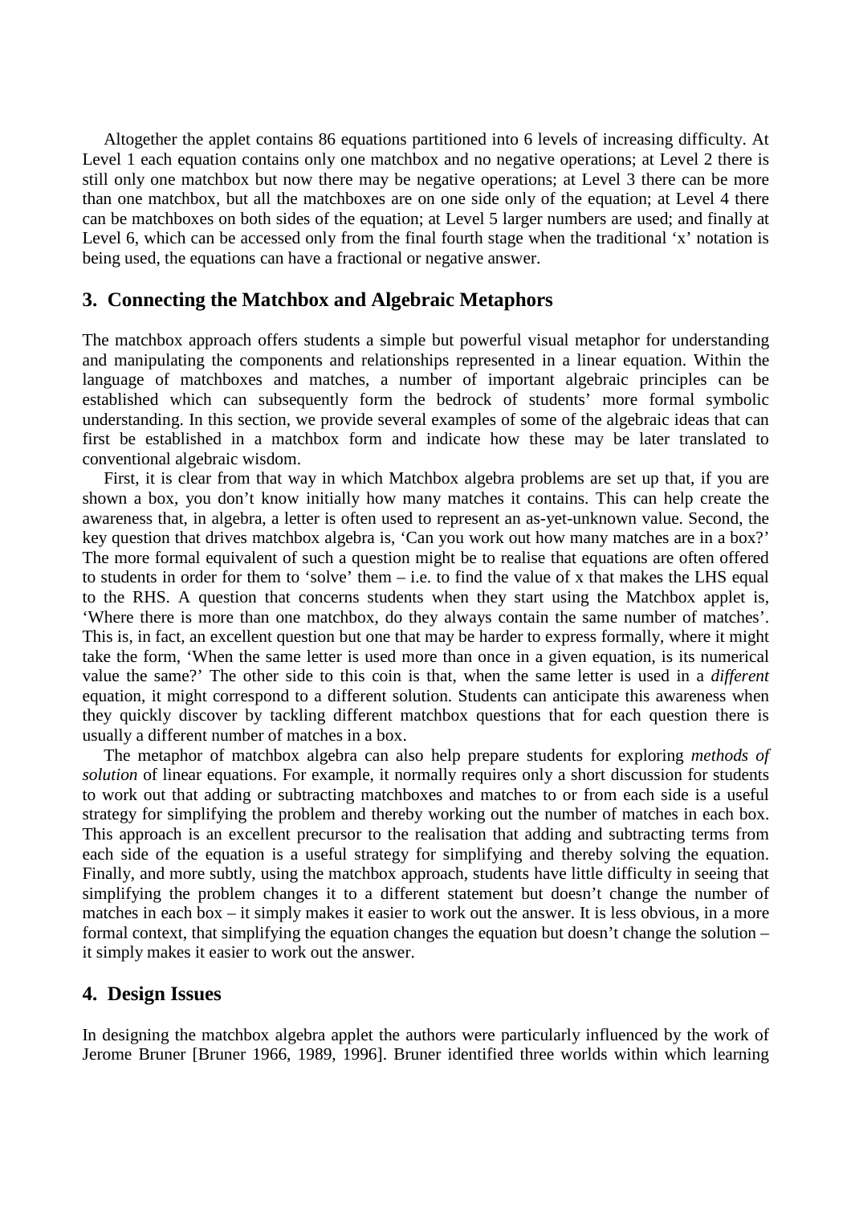Altogether the applet contains 86 equations partitioned into 6 levels of increasing difficulty. At Level 1 each equation contains only one matchbox and no negative operations; at Level 2 there is still only one matchbox but now there may be negative operations; at Level 3 there can be more than one matchbox, but all the matchboxes are on one side only of the equation; at Level 4 there can be matchboxes on both sides of the equation; at Level 5 larger numbers are used; and finally at Level 6, which can be accessed only from the final fourth stage when the traditional 'x' notation is being used, the equations can have a fractional or negative answer.

## 3. Connecting the Matchbox and Algebraic Metaphors

The matchbox approach offers students a simple but powerful visual metaphor for understanding and manipulating the components and relationships represented in a linear equation. Within the language of matchboxes and matches, a number of important algebraic principles can be established which can subsequently form the bedrock of students' more formal symbolic understanding. In this section, we provide several examples of some of the algebraic ideas that can first be established in a matchbox form and indicate how these may be later translated to conventional algebraic wisdom.

First, it is clear from that way in which Matchbox algebra problems are set up that, if you are shown a box, you don't know initially how many matches it contains. This can help create the awareness that, in algebra, a letter is often used to represent an as-yet-unknown value. Second, the key question that drives matchbox algebra is, 'Can you work out how many matches are in a box?' The more formal equivalent of such a question might be to realise that equations are often offered to students in order for them to 'solve' them – i.e. to find the value of x that makes the LHS equal to the RHS. A question that concerns students when they start using the Matchbox applet is, 'Where there is more than one matchbox, do they always contain the same number of matches'. This is, in fact, an excellent question but one that may be harder to express formally, where it might take the form, 'When the same letter is used more than once in a given equation, is its numerical value the same?' The other side to this coin is that, when the same letter is used in a *different* equation, it might correspond to a different solution. Students can anticipate this awareness when they quickly discover by tackling different matchbox questions that for each question there is usually a different number of matches in a box.

The metaphor of matchbox algebra can also help prepare students for exploring *methods of solution* of linear equations. For example, it normally requires only a short discussion for students to work out that adding or subtracting matchboxes and matches to or from each side is a useful strategy for simplifying the problem and thereby working out the number of matches in each box. This approach is an excellent precursor to the realisation that adding and subtracting terms from each side of the equation is a useful strategy for simplifying and thereby solving the equation. Finally, and more subtly, using the matchbox approach, students have little difficulty in seeing that simplifying the problem changes it to a different statement but doesn't change the number of matches in each box – it simply makes it easier to work out the answer. It is less obvious, in a more formal context, that simplifying the equation changes the equation but doesn't change the solution – it simply makes it easier to work out the answer.

## 4. Design Issues

In designing the matchbox algebra applet the authors were particularly influenced by the work of Jerome Bruner [Bruner 1966, 1989, 1996]. Bruner identified three worlds within which learning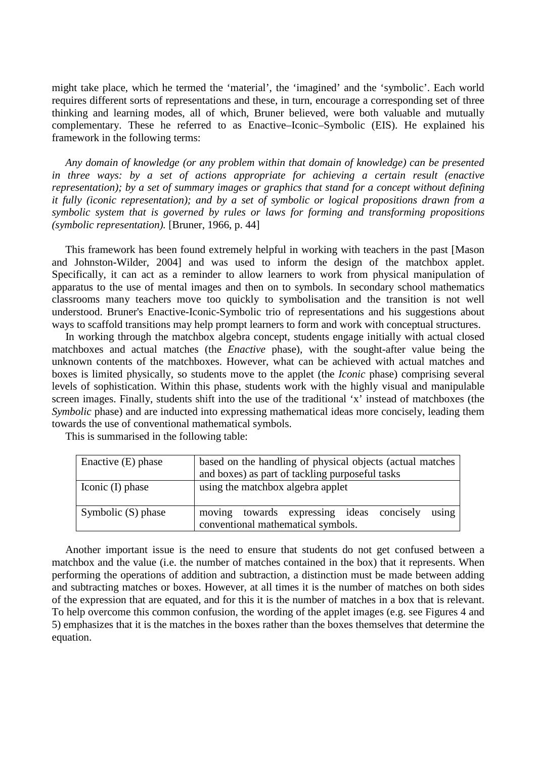might take place, which he termed the 'material', the 'imagined' and the 'symbolic'. Each world requires different sorts of representations and these, in turn, encourage a corresponding set of three thinking and learning modes, all of which, Bruner believed, were both valuable and mutually complementary. These he referred to as Enactive–Iconic–Symbolic (EIS). He explained his framework in the following terms:

*Any domain of knowledge (or any problem within that domain of knowledge) can be presented in three ways: by a set of actions appropriate for achieving a certain result (enactive representation); by a set of summary images or graphics that stand for a concept without defining it fully (iconic representation); and by a set of symbolic or logical propositions drawn from a symbolic system that is governed by rules or laws for forming and transforming propositions (symbolic representation).* [Bruner, 1966, p. 44]

This framework has been found extremely helpful in working with teachers in the past [Mason and Johnston-Wilder, 2004] and was used to inform the design of the matchbox applet. Specifically, it can act as a reminder to allow learners to work from physical manipulation of apparatus to the use of mental images and then on to symbols. In secondary school mathematics classrooms many teachers move too quickly to symbolisation and the transition is not well understood. Bruner's Enactive-Iconic-Symbolic trio of representations and his suggestions about ways to scaffold transitions may help prompt learners to form and work with conceptual structures.

In working through the matchbox algebra concept, students engage initially with actual closed matchboxes and actual matches (the *Enactive* phase), with the sought-after value being the unknown contents of the matchboxes. However, what can be achieved with actual matches and boxes is limited physically, so students move to the applet (the *Iconic* phase) comprising several levels of sophistication. Within this phase, students work with the highly visual and manipulable screen images. Finally, students shift into the use of the traditional 'x' instead of matchboxes (the *Symbolic* phase) and are inducted into expressing mathematical ideas more concisely, leading them towards the use of conventional mathematical symbols.

This is summarised in the following table:

| Enactive (E) phase | based on the handling of physical objects (actual matches and boxes) as part of tackling purposeful tasks |
|---|---|
| Iconic (I) phase | using the matchbox algebra applet |
| Symbolic (S) phase | moving towards expressing ideas concisely using conventional mathematical symbols. |

Another important issue is the need to ensure that students do not get confused between a matchbox and the value (i.e. the number of matches contained in the box) that it represents. When performing the operations of addition and subtraction, a distinction must be made between adding and subtracting matches or boxes. However, at all times it is the number of matches on both sides of the expression that are equated, and for this it is the number of matches in a box that is relevant. To help overcome this common confusion, the wording of the applet images (e.g. see Figures 4 and 5) emphasizes that it is the matches in the boxes rather than the boxes themselves that determine the equation.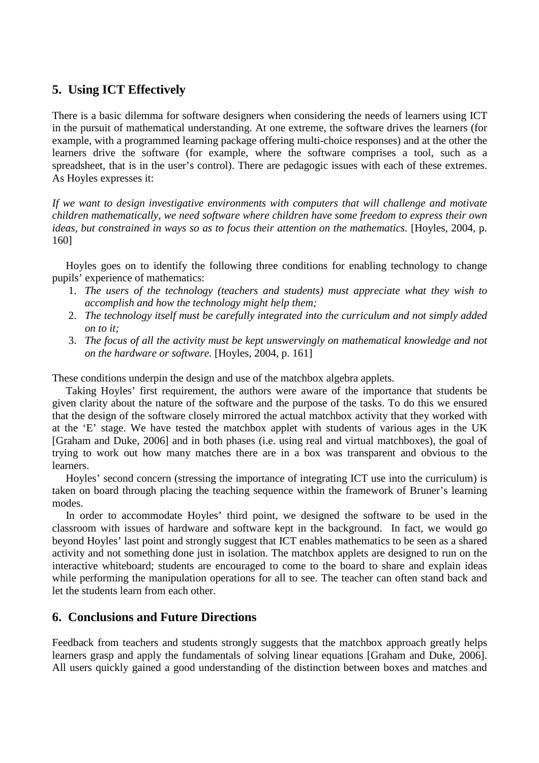## 5. Using ICT Effectively

There is a basic dilemma for software designers when considering the needs of learners using ICT in the pursuit of mathematical understanding. At one extreme, the software drives the learners (for example, with a programmed learning package offering multi-choice responses) and at the other the learners drive the software (for example, where the software comprises a tool, such as a spreadsheet, that is in the user's control). There are pedagogic issues with each of these extremes. As Hoyles expresses it:

*If we want to design investigative environments with computers that will challenge and motivate children mathematically, we need software where children have some freedom to express their own ideas, but constrained in ways so as to focus their attention on the mathematics.* [Hoyles, 2004, p. 160]

Hoyles goes on to identify the following three conditions for enabling technology to change pupils' experience of mathematics:

1. *The users of the technology (teachers and students) must appreciate what they wish to accomplish and how the technology might help them;*
2. *The technology itself must be carefully integrated into the curriculum and not simply added on to it;*
3. *The focus of all the activity must be kept unswervingly on mathematical knowledge and not on the hardware or software.* [Hoyles, 2004, p. 161]

These conditions underpin the design and use of the matchbox algebra applets.

Taking Hoyles' first requirement, the authors were aware of the importance that students be given clarity about the nature of the software and the purpose of the tasks. To do this we ensured that the design of the software closely mirrored the actual matchbox activity that they worked with at the 'E' stage. We have tested the matchbox applet with students of various ages in the UK [Graham and Duke, 2006] and in both phases (i.e. using real and virtual matchboxes), the goal of trying to work out how many matches there are in a box was transparent and obvious to the learners.

Hoyles' second concern (stressing the importance of integrating ICT use into the curriculum) is taken on board through placing the teaching sequence within the framework of Bruner's learning modes.

In order to accommodate Hoyles' third point, we designed the software to be used in the classroom with issues of hardware and software kept in the background. In fact, we would go beyond Hoyles' last point and strongly suggest that ICT enables mathematics to be seen as a shared activity and not something done just in isolation. The matchbox applets are designed to run on the interactive whiteboard; students are encouraged to come to the board to share and explain ideas while performing the manipulation operations for all to see. The teacher can often stand back and let the students learn from each other.

## 6. Conclusions and Future Directions

Feedback from teachers and students strongly suggests that the matchbox approach greatly helps learners grasp and apply the fundamentals of solving linear equations [Graham and Duke, 2006]. All users quickly gained a good understanding of the distinction between boxes and matches and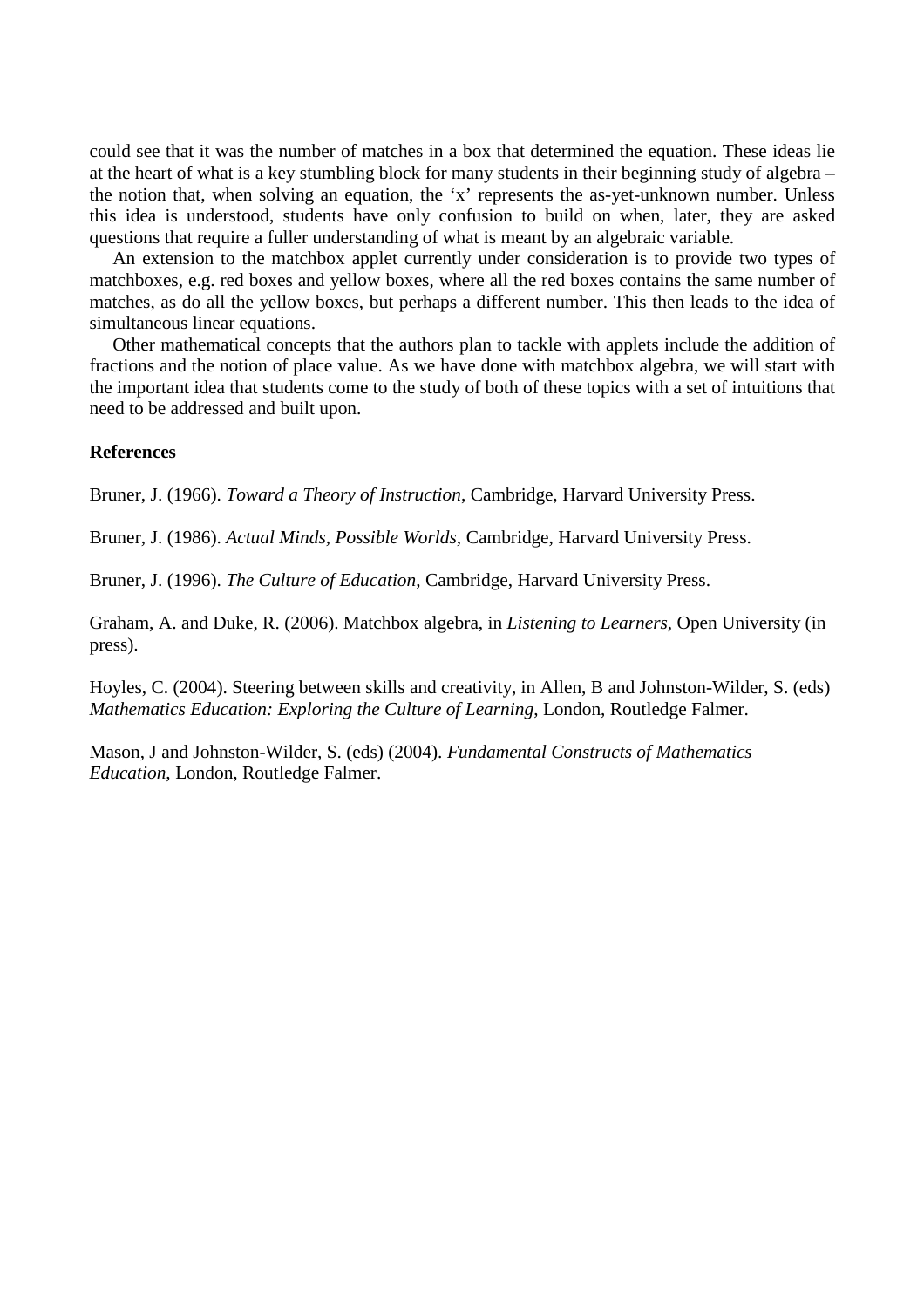could see that it was the number of matches in a box that determined the equation. These ideas lie at the heart of what is a key stumbling block for many students in their beginning study of algebra – the notion that, when solving an equation, the 'x' represents the as-yet-unknown number. Unless this idea is understood, students have only confusion to build on when, later, they are asked questions that require a fuller understanding of what is meant by an algebraic variable.

An extension to the matchbox applet currently under consideration is to provide two types of matchboxes, e.g. red boxes and yellow boxes, where all the red boxes contains the same number of matches, as do all the yellow boxes, but perhaps a different number. This then leads to the idea of simultaneous linear equations.

Other mathematical concepts that the authors plan to tackle with applets include the addition of fractions and the notion of place value. As we have done with matchbox algebra, we will start with the important idea that students come to the study of both of these topics with a set of intuitions that need to be addressed and built upon.

**References**

Bruner, J. (1966). *Toward a Theory of Instruction*, Cambridge, Harvard University Press.

Bruner, J. (1986). *Actual Minds, Possible Worlds*, Cambridge, Harvard University Press.

Bruner, J. (1996). *The Culture of Education*, Cambridge, Harvard University Press.

Graham, A. and Duke, R. (2006). Matchbox algebra, in *Listening to Learners*, Open University (in press).

Hoyles, C. (2004). Steering between skills and creativity, in Allen, B and Johnston-Wilder, S. (eds) *Mathematics Education: Exploring the Culture of Learning*, London, Routledge Falmer.

Mason, J and Johnston-Wilder, S. (eds) (2004). *Fundamental Constructs of Mathematics Education*, London, Routledge Falmer.